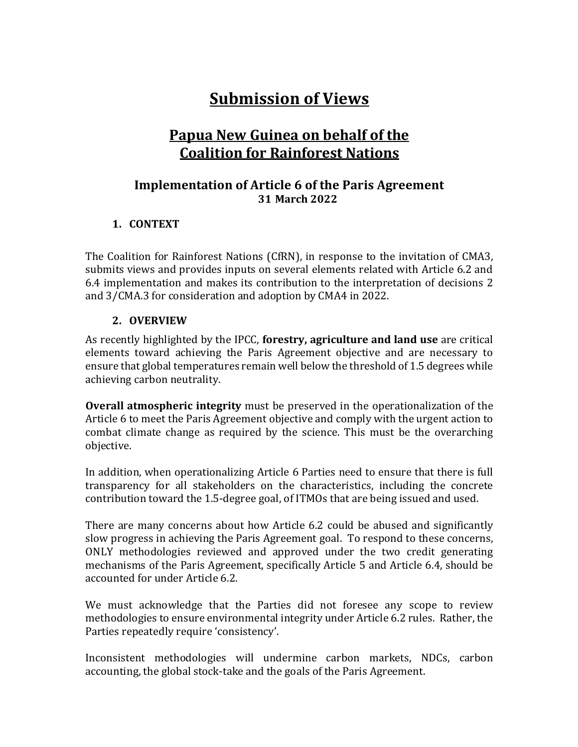# Submission of Views

## Papua New Guinea on behalf of the Coalition for Rainforest Nations

### Implementation of Article 6 of the Paris Agreement
**31 March 2022**

### 1. CONTEXT

The Coalition for Rainforest Nations (CfRN), in response to the invitation of CMA3, submits views and provides inputs on several elements related with Article 6.2 and 6.4 implementation and makes its contribution to the interpretation of decisions 2 and 3/CMA.3 for consideration and adoption by CMA4 in 2022.

### 2. OVERVIEW

As recently highlighted by the IPCC, **forestry, agriculture and land use** are critical elements toward achieving the Paris Agreement objective and are necessary to ensure that global temperatures remain well below the threshold of 1.5 degrees while achieving carbon neutrality.

**Overall atmospheric integrity** must be preserved in the operationalization of the Article 6 to meet the Paris Agreement objective and comply with the urgent action to combat climate change as required by the science. This must be the overarching objective.

In addition, when operationalizing Article 6 Parties need to ensure that there is full transparency for all stakeholders on the characteristics, including the concrete contribution toward the 1.5-degree goal, of ITMOs that are being issued and used.

There are many concerns about how Article 6.2 could be abused and significantly slow progress in achieving the Paris Agreement goal. To respond to these concerns, ONLY methodologies reviewed and approved under the two credit generating mechanisms of the Paris Agreement, specifically Article 5 and Article 6.4, should be accounted for under Article 6.2.

We must acknowledge that the Parties did not foresee any scope to review methodologies to ensure environmental integrity under Article 6.2 rules. Rather, the Parties repeatedly require 'consistency'.

Inconsistent methodologies will undermine carbon markets, NDCs, carbon accounting, the global stock-take and the goals of the Paris Agreement.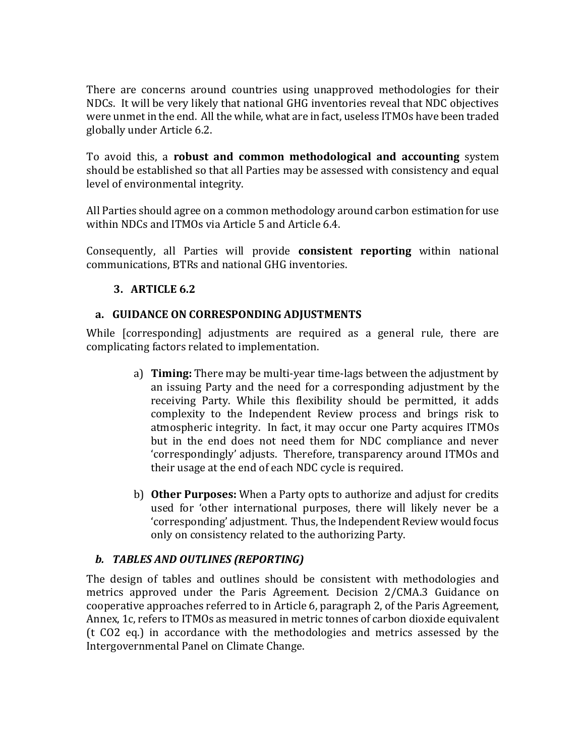There are concerns around countries using unapproved methodologies for their NDCs. It will be very likely that national GHG inventories reveal that NDC objectives were unmet in the end. All the while, what are in fact, useless ITMOs have been traded globally under Article 6.2.

To avoid this, a **robust and common methodological and accounting** system should be established so that all Parties may be assessed with consistency and equal level of environmental integrity.

All Parties should agree on a common methodology around carbon estimation for use within NDCs and ITMOs via Article 5 and Article 6.4.

Consequently, all Parties will provide **consistent reporting** within national communications, BTRs and national GHG inventories.

## 3. ARTICLE 6.2

### a. GUIDANCE ON CORRESPONDING ADJUSTMENTS

While [corresponding] adjustments are required as a general rule, there are complicating factors related to implementation.

a) **Timing:** There may be multi-year time-lags between the adjustment by an issuing Party and the need for a corresponding adjustment by the receiving Party. While this flexibility should be permitted, it adds complexity to the Independent Review process and brings risk to atmospheric integrity. In fact, it may occur one Party acquires ITMOs but in the end does not need them for NDC compliance and never 'correspondingly' adjusts. Therefore, transparency around ITMOs and their usage at the end of each NDC cycle is required.

b) **Other Purposes:** When a Party opts to authorize and adjust for credits used for 'other international purposes, there will likely never be a 'corresponding' adjustment. Thus, the Independent Review would focus only on consistency related to the authorizing Party.

### *b. TABLES AND OUTLINES (REPORTING)*

The design of tables and outlines should be consistent with methodologies and metrics approved under the Paris Agreement. Decision 2/CMA.3 Guidance on cooperative approaches referred to in Article 6, paragraph 2, of the Paris Agreement, Annex, 1c, refers to ITMOs as measured in metric tonnes of carbon dioxide equivalent (t $CO_2$ eq.) in accordance with the methodologies and metrics assessed by the Intergovernmental Panel on Climate Change.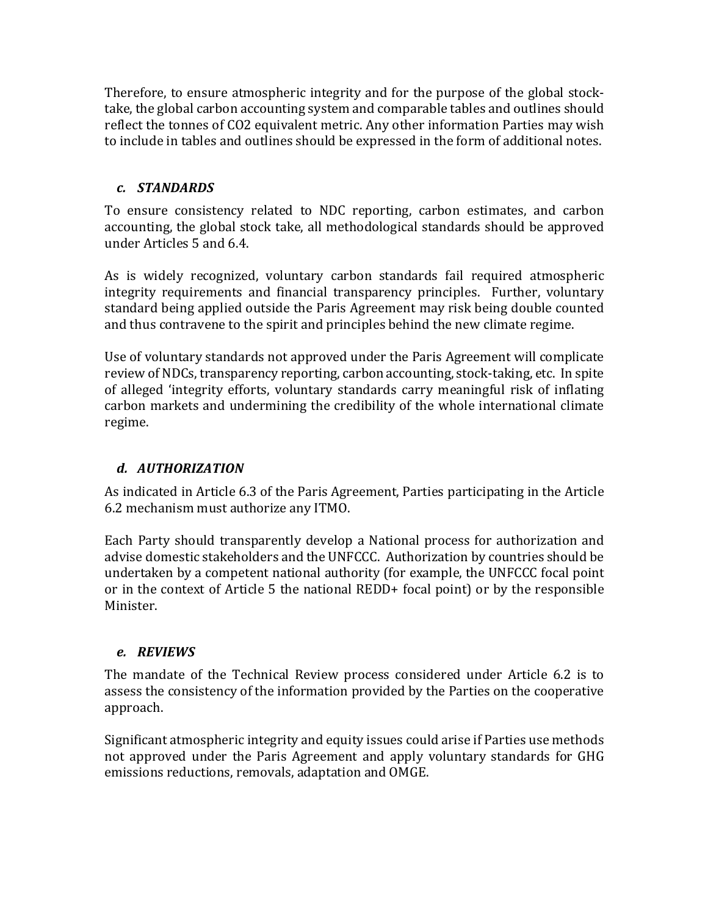Therefore, to ensure atmospheric integrity and for the purpose of the global stock-take, the global carbon accounting system and comparable tables and outlines should reflect the tonnes of CO2 equivalent metric. Any other information Parties may wish to include in tables and outlines should be expressed in the form of additional notes.

### *c. STANDARDS*

To ensure consistency related to NDC reporting, carbon estimates, and carbon accounting, the global stock take, all methodological standards should be approved under Articles 5 and 6.4.

As is widely recognized, voluntary carbon standards fail required atmospheric integrity requirements and financial transparency principles. Further, voluntary standard being applied outside the Paris Agreement may risk being double counted and thus contravene to the spirit and principles behind the new climate regime.

Use of voluntary standards not approved under the Paris Agreement will complicate review of NDCs, transparency reporting, carbon accounting, stock-taking, etc. In spite of alleged 'integrity efforts, voluntary standards carry meaningful risk of inflating carbon markets and undermining the credibility of the whole international climate regime.

### *d. AUTHORIZATION*

As indicated in Article 6.3 of the Paris Agreement, Parties participating in the Article 6.2 mechanism must authorize any ITMO.

Each Party should transparently develop a National process for authorization and advise domestic stakeholders and the UNFCCC. Authorization by countries should be undertaken by a competent national authority (for example, the UNFCCC focal point or in the context of Article 5 the national REDD+ focal point) or by the responsible Minister.

### *e. REVIEWS*

The mandate of the Technical Review process considered under Article 6.2 is to assess the consistency of the information provided by the Parties on the cooperative approach.

Significant atmospheric integrity and equity issues could arise if Parties use methods not approved under the Paris Agreement and apply voluntary standards for GHG emissions reductions, removals, adaptation and OMGE.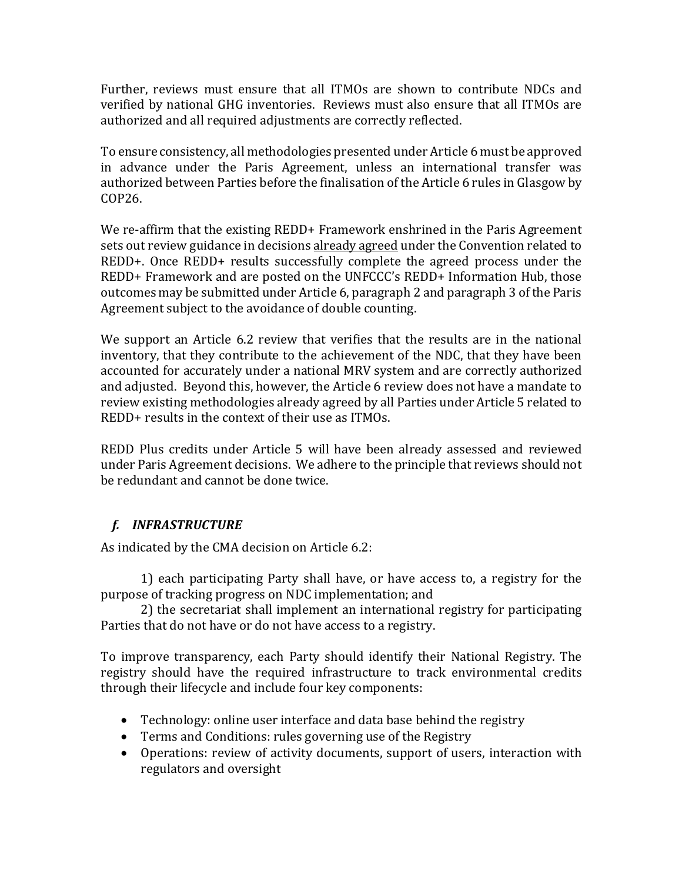Further, reviews must ensure that all ITMOs are shown to contribute NDCs and verified by national GHG inventories. Reviews must also ensure that all ITMOs are authorized and all required adjustments are correctly reflected.

To ensure consistency, all methodologies presented under Article 6 must be approved in advance under the Paris Agreement, unless an international transfer was authorized between Parties before the finalisation of the Article 6 rules in Glasgow by COP26.

We re-affirm that the existing REDD+ Framework enshrined in the Paris Agreement sets out review guidance in decisions <u>already agreed</u> under the Convention related to REDD+. Once REDD+ results successfully complete the agreed process under the REDD+ Framework and are posted on the UNFCCC's REDD+ Information Hub, those outcomes may be submitted under Article 6, paragraph 2 and paragraph 3 of the Paris Agreement subject to the avoidance of double counting.

We support an Article 6.2 review that verifies that the results are in the national inventory, that they contribute to the achievement of the NDC, that they have been accounted for accurately under a national MRV system and are correctly authorized and adjusted. Beyond this, however, the Article 6 review does not have a mandate to review existing methodologies already agreed by all Parties under Article 5 related to REDD+ results in the context of their use as ITMOs.

REDD Plus credits under Article 5 will have been already assessed and reviewed under Paris Agreement decisions. We adhere to the principle that reviews should not be redundant and cannot be done twice.

### *f. INFRASTRUCTURE*

As indicated by the CMA decision on Article 6.2:

1) each participating Party shall have, or have access to, a registry for the purpose of tracking progress on NDC implementation; and

2) the secretariat shall implement an international registry for participating Parties that do not have or do not have access to a registry.

To improve transparency, each Party should identify their National Registry. The registry should have the required infrastructure to track environmental credits through their lifecycle and include four key components:

- Technology: online user interface and data base behind the registry
- Terms and Conditions: rules governing use of the Registry
- Operations: review of activity documents, support of users, interaction with regulators and oversight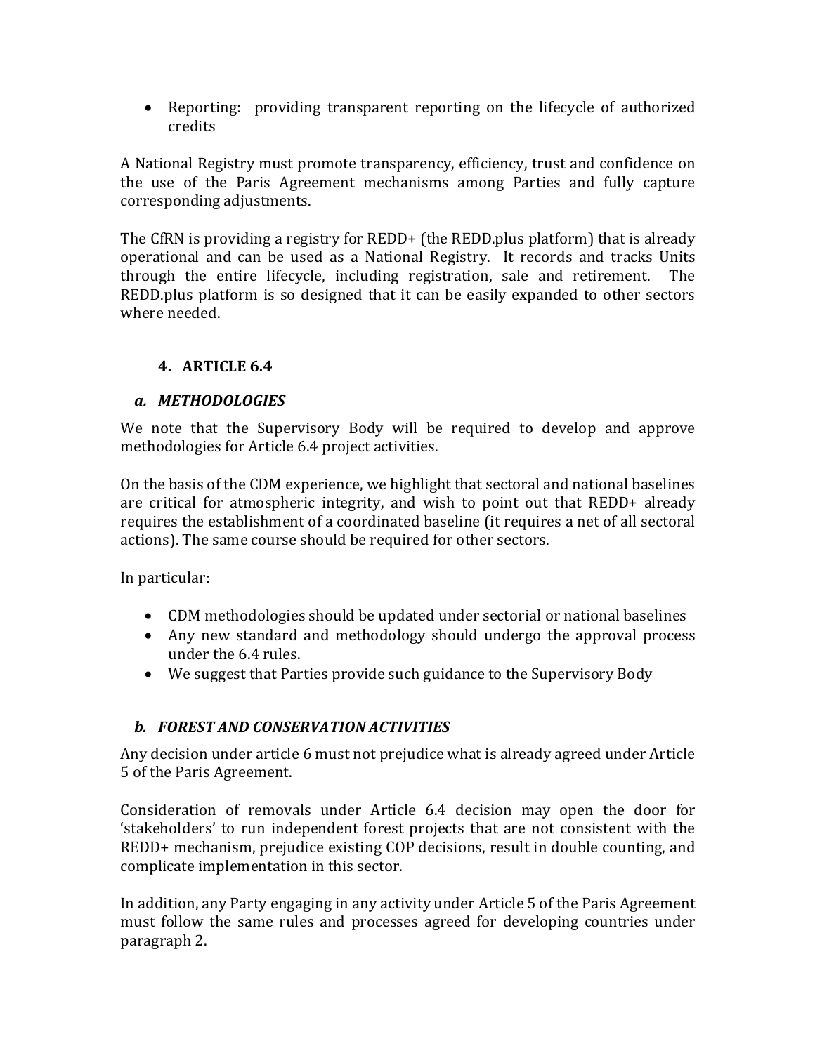- Reporting: providing transparent reporting on the lifecycle of authorized credits

A National Registry must promote transparency, efficiency, trust and confidence on the use of the Paris Agreement mechanisms among Parties and fully capture corresponding adjustments.

The CfRN is providing a registry for REDD+ (the REDD.plus platform) that is already operational and can be used as a National Registry. It records and tracks Units through the entire lifecycle, including registration, sale and retirement. The REDD.plus platform is so designed that it can be easily expanded to other sectors where needed.

## 4. ARTICLE 6.4

### *a. METHODOLOGIES*

We note that the Supervisory Body will be required to develop and approve methodologies for Article 6.4 project activities.

On the basis of the CDM experience, we highlight that sectoral and national baselines are critical for atmospheric integrity, and wish to point out that REDD+ already requires the establishment of a coordinated baseline (it requires a net of all sectoral actions). The same course should be required for other sectors.

In particular:

- CDM methodologies should be updated under sectorial or national baselines
- Any new standard and methodology should undergo the approval process under the 6.4 rules.
- We suggest that Parties provide such guidance to the Supervisory Body

### *b. FOREST AND CONSERVATION ACTIVITIES*

Any decision under article 6 must not prejudice what is already agreed under Article 5 of the Paris Agreement.

Consideration of removals under Article 6.4 decision may open the door for 'stakeholders' to run independent forest projects that are not consistent with the REDD+ mechanism, prejudice existing COP decisions, result in double counting, and complicate implementation in this sector.

In addition, any Party engaging in any activity under Article 5 of the Paris Agreement must follow the same rules and processes agreed for developing countries under paragraph 2.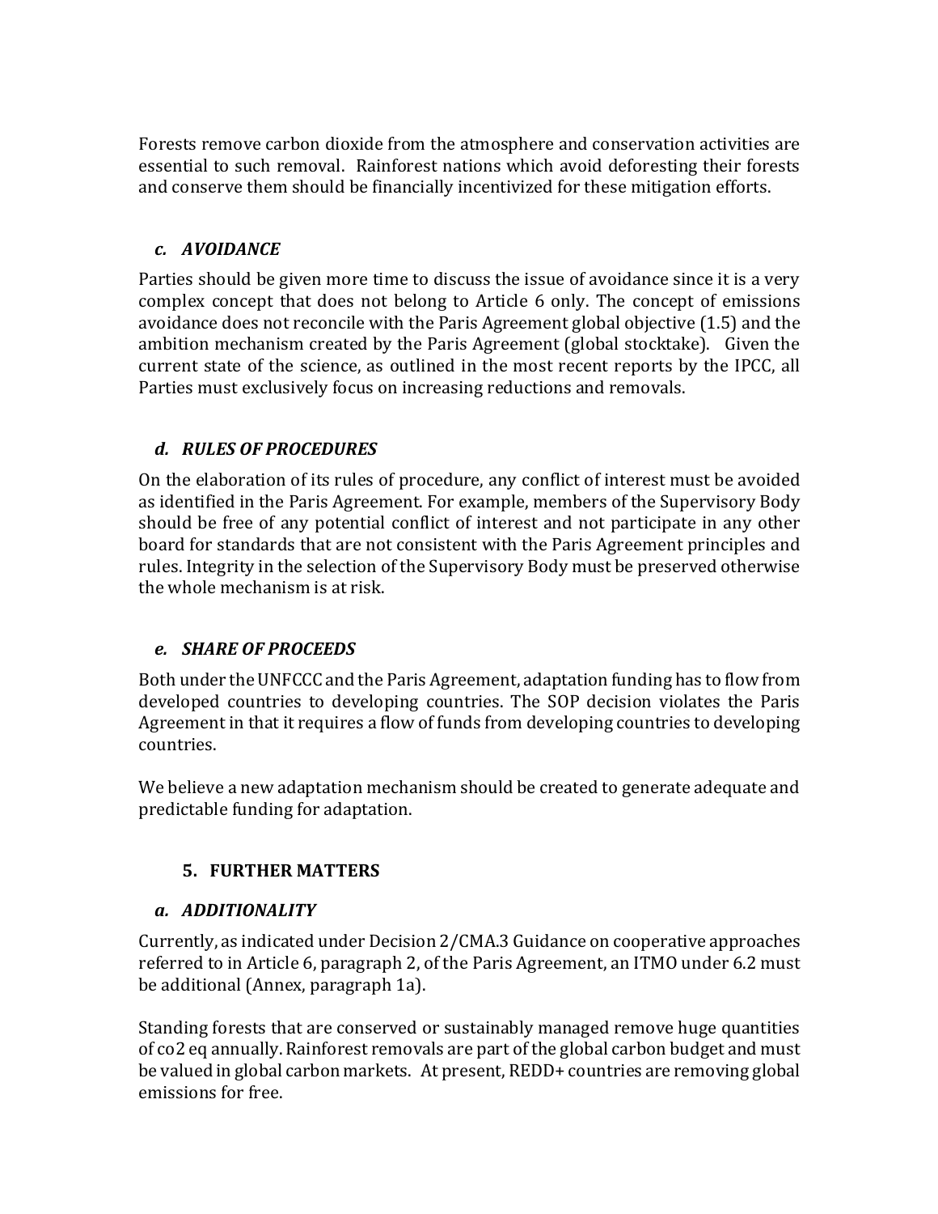Forests remove carbon dioxide from the atmosphere and conservation activities are essential to such removal. Rainforest nations which avoid deforesting their forests and conserve them should be financially incentivized for these mitigation efforts.

### *c. AVOIDANCE*

Parties should be given more time to discuss the issue of avoidance since it is a very complex concept that does not belong to Article 6 only. The concept of emissions avoidance does not reconcile with the Paris Agreement global objective (1.5) and the ambition mechanism created by the Paris Agreement (global stocktake). Given the current state of the science, as outlined in the most recent reports by the IPCC, all Parties must exclusively focus on increasing reductions and removals.

### *d. RULES OF PROCEDURES*

On the elaboration of its rules of procedure, any conflict of interest must be avoided as identified in the Paris Agreement. For example, members of the Supervisory Body should be free of any potential conflict of interest and not participate in any other board for standards that are not consistent with the Paris Agreement principles and rules. Integrity in the selection of the Supervisory Body must be preserved otherwise the whole mechanism is at risk.

### *e. SHARE OF PROCEEDS*

Both under the UNFCCC and the Paris Agreement, adaptation funding has to flow from developed countries to developing countries. The SOP decision violates the Paris Agreement in that it requires a flow of funds from developing countries to developing countries.

We believe a new adaptation mechanism should be created to generate adequate and predictable funding for adaptation.

## 5. FURTHER MATTERS

### *a. ADDITIONALITY*

Currently, as indicated under Decision 2/CMA.3 Guidance on cooperative approaches referred to in Article 6, paragraph 2, of the Paris Agreement, an ITMO under 6.2 must be additional (Annex, paragraph 1a).

Standing forests that are conserved or sustainably managed remove huge quantities of co2 eq annually. Rainforest removals are part of the global carbon budget and must be valued in global carbon markets. At present, REDD+ countries are removing global emissions for free.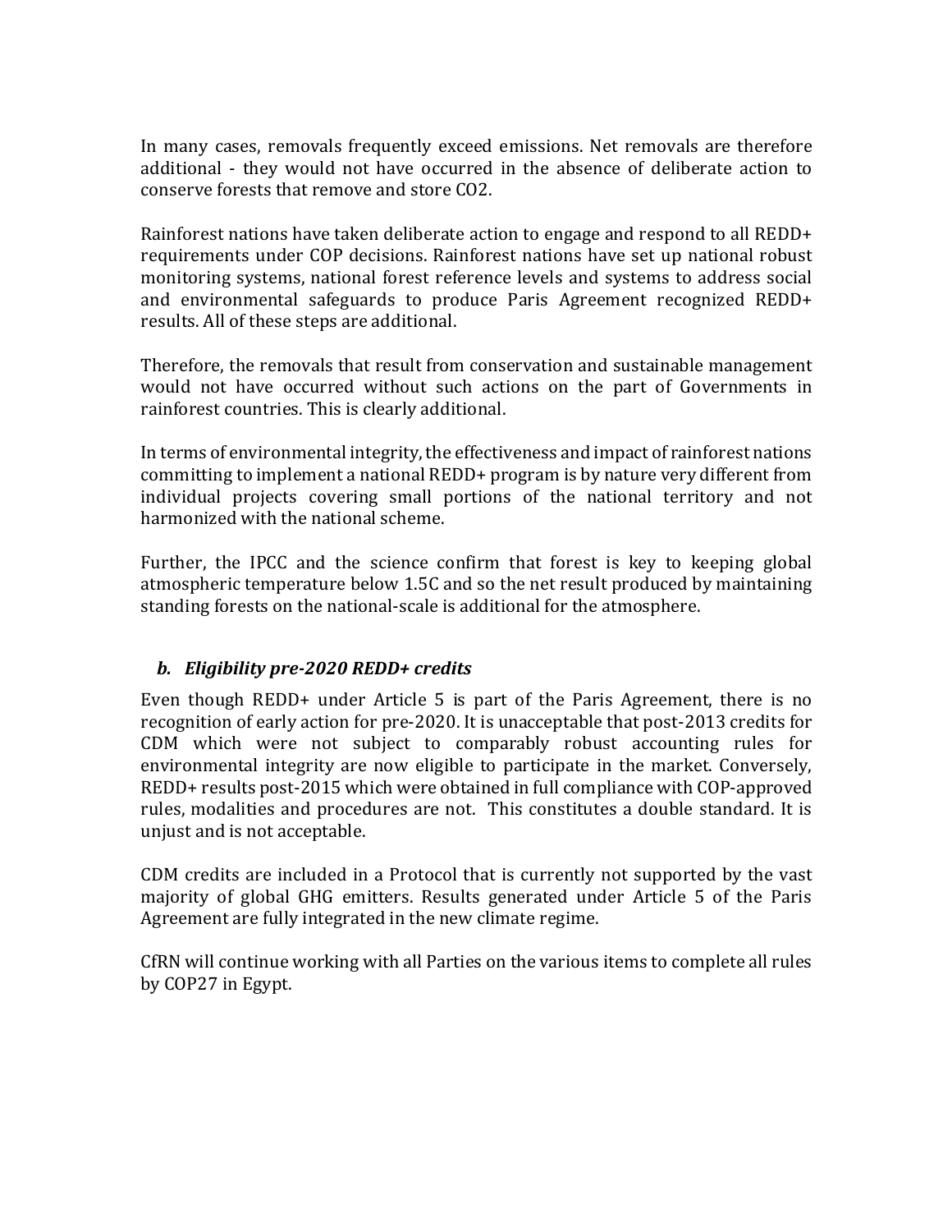In many cases, removals frequently exceed emissions. Net removals are therefore additional - they would not have occurred in the absence of deliberate action to conserve forests that remove and store CO2.

Rainforest nations have taken deliberate action to engage and respond to all REDD+ requirements under COP decisions. Rainforest nations have set up national robust monitoring systems, national forest reference levels and systems to address social and environmental safeguards to produce Paris Agreement recognized REDD+ results. All of these steps are additional.

Therefore, the removals that result from conservation and sustainable management would not have occurred without such actions on the part of Governments in rainforest countries. This is clearly additional.

In terms of environmental integrity, the effectiveness and impact of rainforest nations committing to implement a national REDD+ program is by nature very different from individual projects covering small portions of the national territory and not harmonized with the national scheme.

Further, the IPCC and the science confirm that forest is key to keeping global atmospheric temperature below 1.5C and so the net result produced by maintaining standing forests on the national-scale is additional for the atmosphere.

### *b. Eligibility pre-2020 REDD+ credits*

Even though REDD+ under Article 5 is part of the Paris Agreement, there is no recognition of early action for pre-2020. It is unacceptable that post-2013 credits for CDM which were not subject to comparably robust accounting rules for environmental integrity are now eligible to participate in the market. Conversely, REDD+ results post-2015 which were obtained in full compliance with COP-approved rules, modalities and procedures are not. This constitutes a double standard. It is unjust and is not acceptable.

CDM credits are included in a Protocol that is currently not supported by the vast majority of global GHG emitters. Results generated under Article 5 of the Paris Agreement are fully integrated in the new climate regime.

CfRN will continue working with all Parties on the various items to complete all rules by COP27 in Egypt.